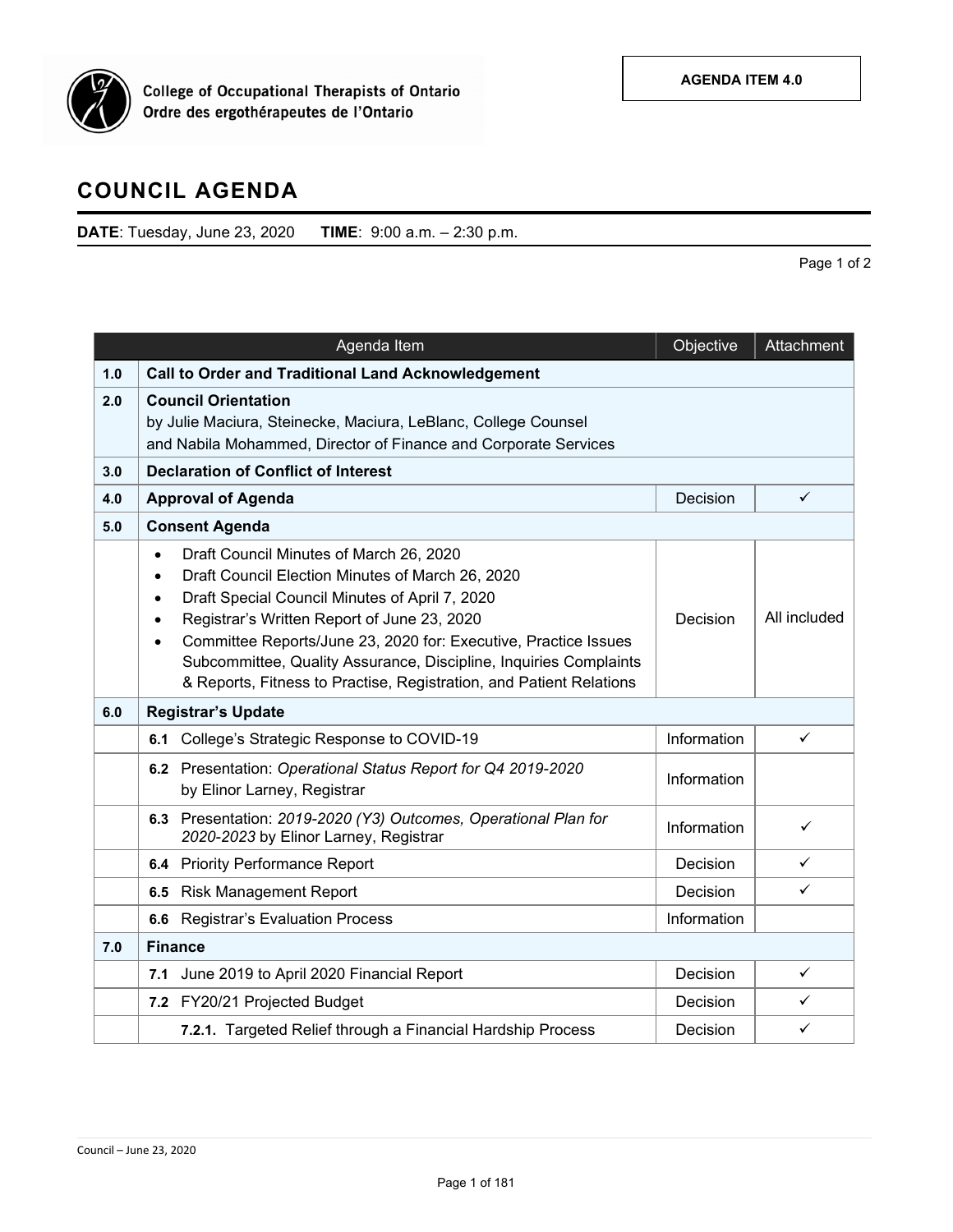College of Occupational Therapists of Ontario
Ordre des ergothérapeutes de l'Ontario

**AGENDA ITEM 4.0**

# COUNCIL AGENDA

**DATE**: Tuesday, June 23, 2020 **TIME**: 9:00 a.m. – 2:30 p.m.

| | Agenda Item | Objective | Attachment |
|---|---|---|---|
| **1.0** | **Call to Order and Traditional Land Acknowledgement** | | |
| **2.0** | **Council Orientation** by Julie Maciura, Steinecke, Maciura, LeBlanc, College Counsel and Nabila Mohammed, Director of Finance and Corporate Services | | |
| **3.0** | **Declaration of Conflict of Interest** | | |
| **4.0** | **Approval of Agenda** | Decision | ✓ |
| **5.0** | **Consent Agenda** | | |
| | • Draft Council Minutes of March 26, 2020<br>• Draft Council Election Minutes of March 26, 2020<br>• Draft Special Council Minutes of April 7, 2020<br>• Registrar's Written Report of June 23, 2020<br>• Committee Reports/June 23, 2020 for: Executive, Practice Issues Subcommittee, Quality Assurance, Discipline, Inquiries Complaints & Reports, Fitness to Practise, Registration, and Patient Relations | Decision | All included |
| **6.0** | **Registrar's Update** | | |
| | **6.1** College's Strategic Response to COVID-19 | Information | ✓ |
| | **6.2** Presentation: *Operational Status Report for Q4 2019-2020* by Elinor Larney, Registrar | Information | |
| | **6.3** Presentation: *2019-2020 (Y3) Outcomes, Operational Plan for 2020-2023* by Elinor Larney, Registrar | Information | ✓ |
| | **6.4** Priority Performance Report | Decision | ✓ |
| | **6.5** Risk Management Report | Decision | ✓ |
| | **6.6** Registrar's Evaluation Process | Information | |
| **7.0** | **Finance** | | |
| | **7.1** June 2019 to April 2020 Financial Report | Decision | ✓ |
| | **7.2** FY20/21 Projected Budget | Decision | ✓ |
| | **7.2.1.** Targeted Relief through a Financial Hardship Process | Decision | ✓ |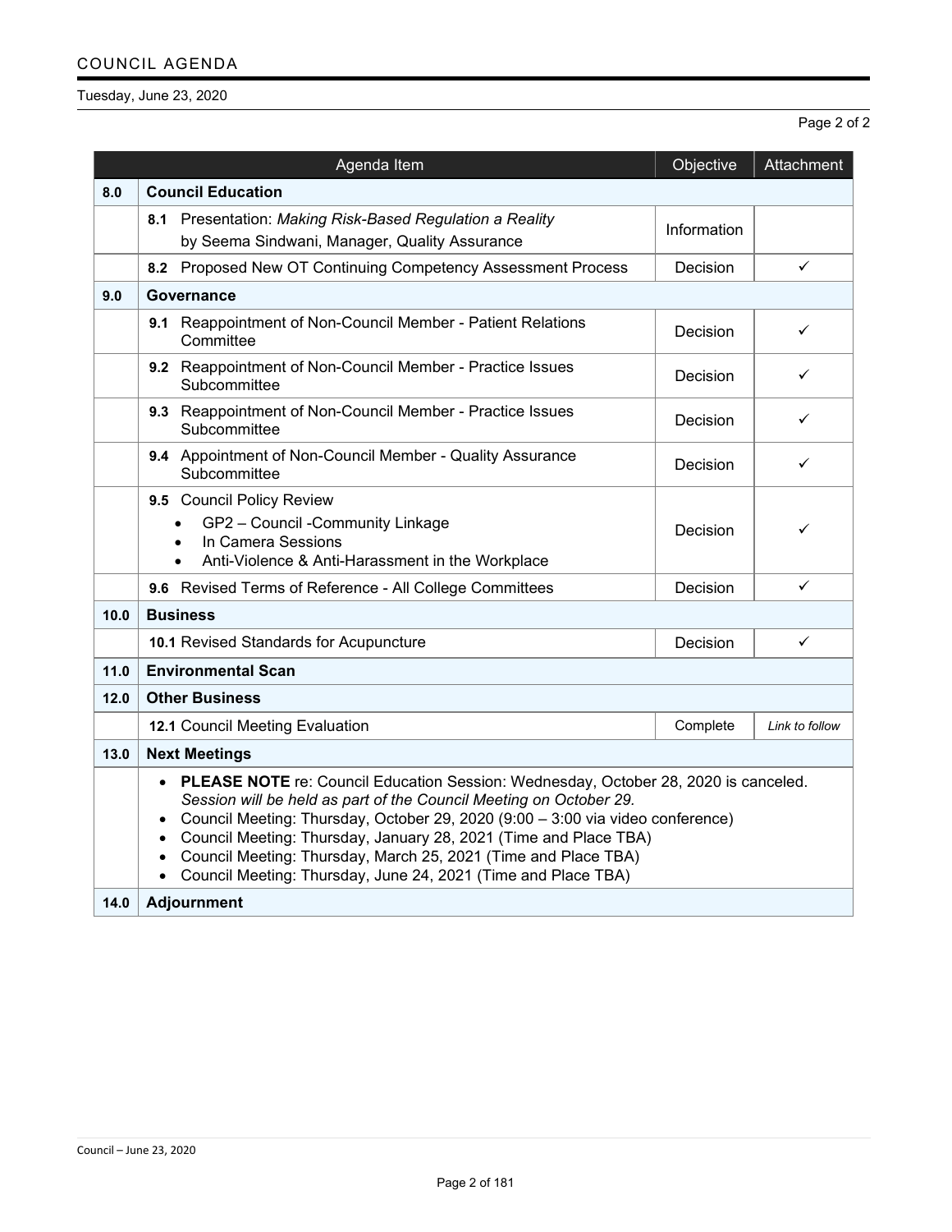# COUNCIL AGENDA

Tuesday, June 23, 2020

| | Agenda Item | Objective | Attachment |
|---|---|---|---|
| **8.0** | **Council Education** | | |
| | **8.1** Presentation: *Making Risk-Based Regulation a Reality* by Seema Sindwani, Manager, Quality Assurance | Information | |
| | **8.2** Proposed New OT Continuing Competency Assessment Process | Decision | ✓ |
| **9.0** | **Governance** | | |
| | **9.1** Reappointment of Non-Council Member - Patient Relations Committee | Decision | ✓ |
| | **9.2** Reappointment of Non-Council Member - Practice Issues Subcommittee | Decision | ✓ |
| | **9.3** Reappointment of Non-Council Member - Practice Issues Subcommittee | Decision | ✓ |
| | **9.4** Appointment of Non-Council Member - Quality Assurance Subcommittee | Decision | ✓ |
| | **9.5** Council Policy Review<br>• GP2 – Council -Community Linkage<br>• In Camera Sessions<br>• Anti-Violence & Anti-Harassment in the Workplace | Decision | ✓ |
| | **9.6** Revised Terms of Reference - All College Committees | Decision | ✓ |
| **10.0** | **Business** | | |
| | **10.1** Revised Standards for Acupuncture | Decision | ✓ |
| **11.0** | **Environmental Scan** | | |
| **12.0** | **Other Business** | | |
| | **12.1** Council Meeting Evaluation | Complete | *Link to follow* |
| **13.0** | **Next Meetings** | | |
| | • **PLEASE NOTE** re: Council Education Session: Wednesday, October 28, 2020 is canceled. *Session will be held as part of the Council Meeting on October 29.*<br>• Council Meeting: Thursday, October 29, 2020 (9:00 – 3:00 via video conference)<br>• Council Meeting: Thursday, January 28, 2021 (Time and Place TBA)<br>• Council Meeting: Thursday, March 25, 2021 (Time and Place TBA)<br>• Council Meeting: Thursday, June 24, 2021 (Time and Place TBA) | | |
| **14.0** | **Adjournment** | | |